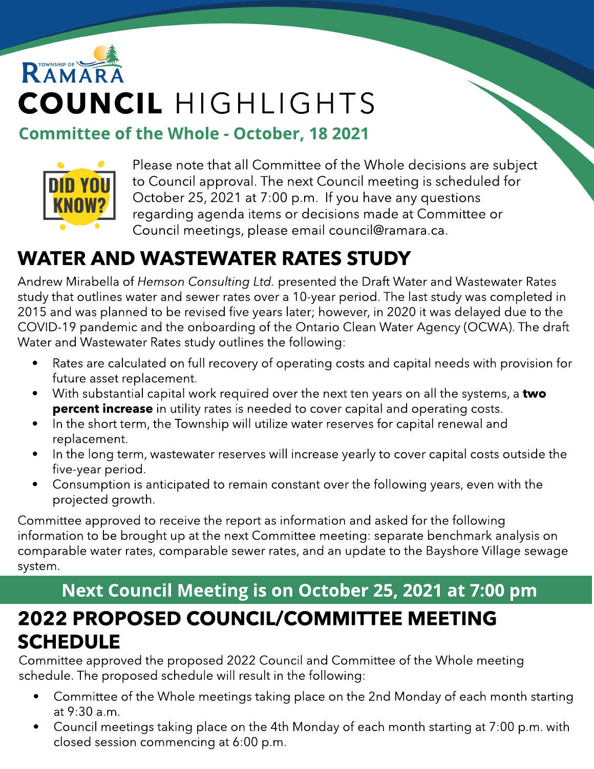TOWNSHIP OF RAMARA

# COUNCIL HIGHLIGHTS

## Committee of the Whole - October, 18 2021

DID YOU KNOW?

Please note that all Committee of the Whole decisions are subject to Council approval. The next Council meeting is scheduled for October 25, 2021 at 7:00 p.m. If you have any questions regarding agenda items or decisions made at Committee or Council meetings, please email council@ramara.ca.

## WATER AND WASTEWATER RATES STUDY

Andrew Mirabella of *Hemson Consulting Ltd.* presented the Draft Water and Wastewater Rates study that outlines water and sewer rates over a 10-year period. The last study was completed in 2015 and was planned to be revised five years later; however, in 2020 it was delayed due to the COVID-19 pandemic and the onboarding of the Ontario Clean Water Agency (OCWA). The draft Water and Wastewater Rates study outlines the following:

- Rates are calculated on full recovery of operating costs and capital needs with provision for future asset replacement.
- With substantial capital work required over the next ten years on all the systems, a **two percent increase** in utility rates is needed to cover capital and operating costs.
- In the short term, the Township will utilize water reserves for capital renewal and replacement.
- In the long term, wastewater reserves will increase yearly to cover capital costs outside the five-year period.
- Consumption is anticipated to remain constant over the following years, even with the projected growth.

Committee approved to receive the report as information and asked for the following information to be brought up at the next Committee meeting: separate benchmark analysis on comparable water rates, comparable sewer rates, and an update to the Bayshore Village sewage system.

**Next Council Meeting is on October 25, 2021 at 7:00 pm**

## 2022 PROPOSED COUNCIL/COMMITTEE MEETING SCHEDULE

Committee approved the proposed 2022 Council and Committee of the Whole meeting schedule. The proposed schedule will result in the following:

- Committee of the Whole meetings taking place on the 2nd Monday of each month starting at 9:30 a.m.
- Council meetings taking place on the 4th Monday of each month starting at 7:00 p.m. with closed session commencing at 6:00 p.m.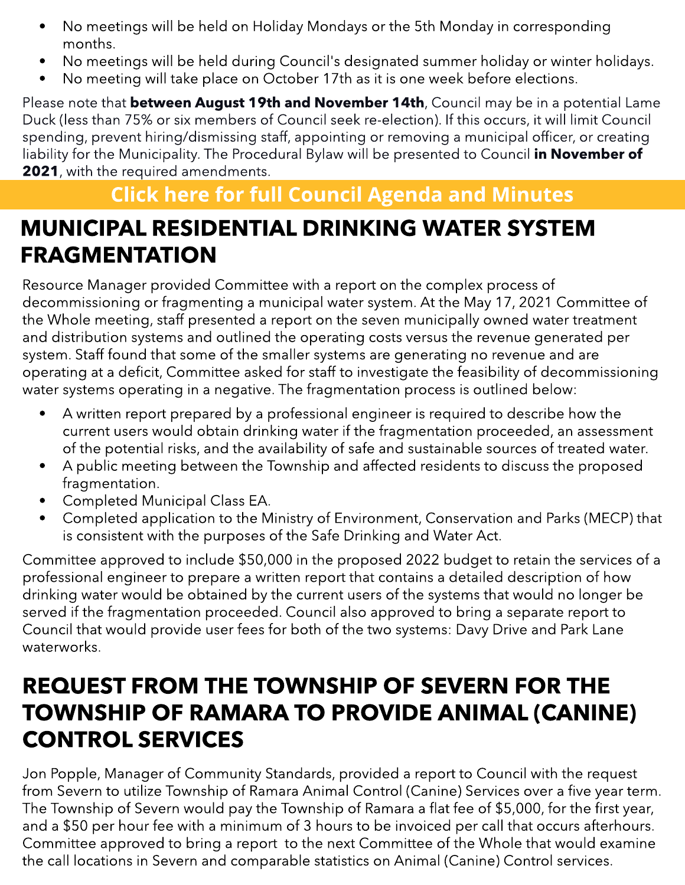- No meetings will be held on Holiday Mondays or the 5th Monday in corresponding months.
- No meetings will be held during Council's designated summer holiday or winter holidays.
- No meeting will take place on October 17th as it is one week before elections.

Please note that **between August 19th and November 14th**, Council may be in a potential Lame Duck (less than 75% or six members of Council seek re-election). If this occurs, it will limit Council spending, prevent hiring/dismissing staff, appointing or removing a municipal officer, or creating liability for the Municipality. The Procedural Bylaw will be presented to Council **in November of 2021**, with the required amendments.

**Click here for full Council Agenda and Minutes**

# MUNICIPAL RESIDENTIAL DRINKING WATER SYSTEM FRAGMENTATION

Resource Manager provided Committee with a report on the complex process of decommissioning or fragmenting a municipal water system. At the May 17, 2021 Committee of the Whole meeting, staff presented a report on the seven municipally owned water treatment and distribution systems and outlined the operating costs versus the revenue generated per system. Staff found that some of the smaller systems are generating no revenue and are operating at a deficit, Committee asked for staff to investigate the feasibility of decommissioning water systems operating in a negative. The fragmentation process is outlined below:

- A written report prepared by a professional engineer is required to describe how the current users would obtain drinking water if the fragmentation proceeded, an assessment of the potential risks, and the availability of safe and sustainable sources of treated water.
- A public meeting between the Township and affected residents to discuss the proposed fragmentation.
- Completed Municipal Class EA.
- Completed application to the Ministry of Environment, Conservation and Parks (MECP) that is consistent with the purposes of the Safe Drinking and Water Act.

Committee approved to include $50,000 in the proposed 2022 budget to retain the services of a professional engineer to prepare a written report that contains a detailed description of how drinking water would be obtained by the current users of the systems that would no longer be served if the fragmentation proceeded. Council also approved to bring a separate report to Council that would provide user fees for both of the two systems: Davy Drive and Park Lane waterworks.

# REQUEST FROM THE TOWNSHIP OF SEVERN FOR THE TOWNSHIP OF RAMARA TO PROVIDE ANIMAL (CANINE) CONTROL SERVICES

Jon Popple, Manager of Community Standards, provided a report to Council with the request from Severn to utilize Township of Ramara Animal Control (Canine) Services over a five year term. The Township of Severn would pay the Township of Ramara a flat fee of $5,000, for the first year, and a $50 per hour fee with a minimum of 3 hours to be invoiced per call that occurs afterhours. Committee approved to bring a report to the next Committee of the Whole that would examine the call locations in Severn and comparable statistics on Animal (Canine) Control services.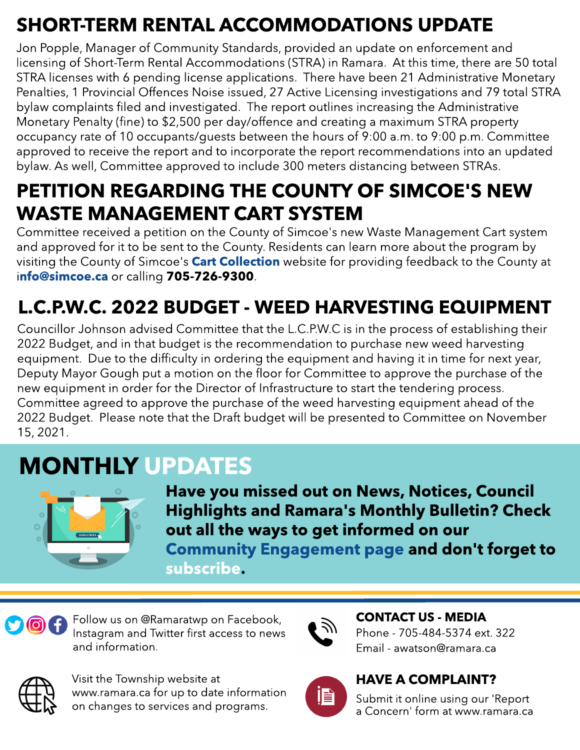## SHORT-TERM RENTAL ACCOMMODATIONS UPDATE

Jon Popple, Manager of Community Standards, provided an update on enforcement and licensing of Short-Term Rental Accommodations (STRA) in Ramara. At this time, there are 50 total STRA licenses with 6 pending license applications. There have been 21 Administrative Monetary Penalties, 1 Provincial Offences Noise issued, 27 Active Licensing investigations and 79 total STRA bylaw complaints filed and investigated. The report outlines increasing the Administrative Monetary Penalty (fine) to $2,500 per day/offence and creating a maximum STRA property occupancy rate of 10 occupants/guests between the hours of 9:00 a.m. to 9:00 p.m. Committee approved to receive the report and to incorporate the report recommendations into an updated bylaw. As well, Committee approved to include 300 meters distancing between STRAs.

## PETITION REGARDING THE COUNTY OF SIMCOE'S NEW WASTE MANAGEMENT CART SYSTEM

Committee received a petition on the County of Simcoe's new Waste Management Cart system and approved for it to be sent to the County. Residents can learn more about the program by visiting the County of Simcoe's **Cart Collection** website for providing feedback to the County at **info@simcoe.ca** or calling **705-726-9300**.

## L.C.P.W.C. 2022 BUDGET - WEED HARVESTING EQUIPMENT

Councillor Johnson advised Committee that the L.C.P.W.C is in the process of establishing their 2022 Budget, and in that budget is the recommendation to purchase new weed harvesting equipment. Due to the difficulty in ordering the equipment and having it in time for next year, Deputy Mayor Gough put a motion on the floor for Committee to approve the purchase of the new equipment in order for the Director of Infrastructure to start the tendering process. Committee agreed to approve the purchase of the weed harvesting equipment ahead of the 2022 Budget. Please note that the Draft budget will be presented to Committee on November 15, 2021.

## MONTHLY UPDATES

**Have you missed out on News, Notices, Council Highlights and Ramara's Monthly Bulletin? Check out all the ways to get informed on our Community Engagement page and don't forget to subscribe.**

Follow us on @Ramaratwp on Facebook, Instagram and Twitter first access to news and information.

**CONTACT US - MEDIA**
Phone - 705-484-5374 ext. 322
Email - awatson@ramara.ca

Visit the Township website at www.ramara.ca for up to date information on changes to services and programs.

**HAVE A COMPLAINT?**
Submit it online using our 'Report a Concern' form at www.ramara.ca